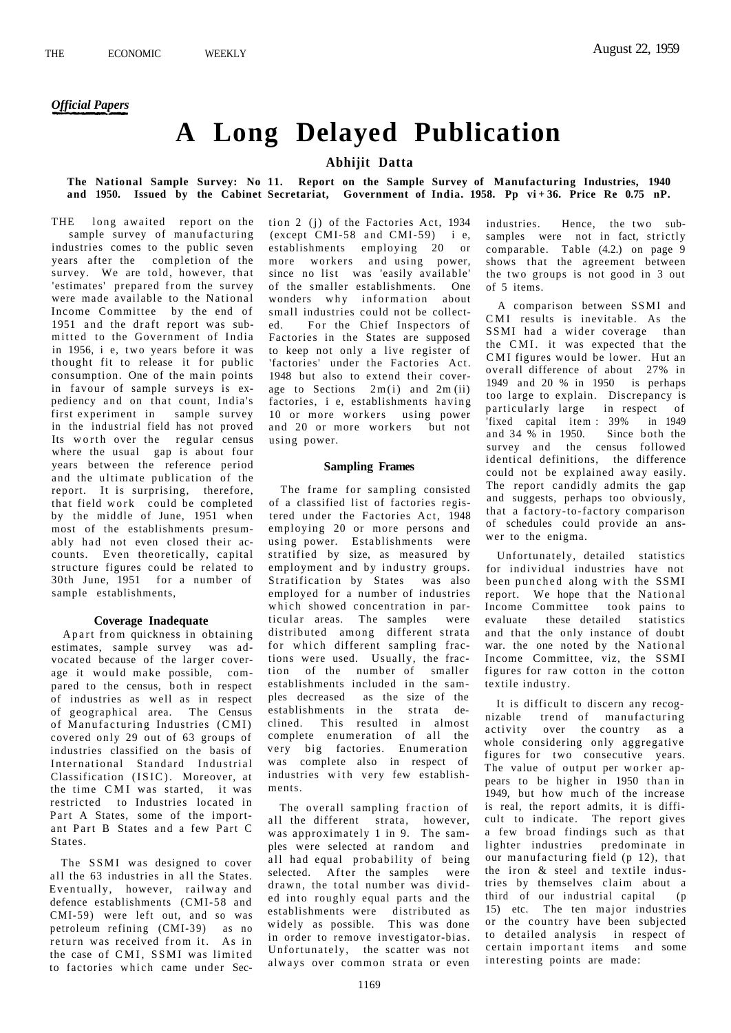*Official Papers*

# A Long Delayed Publication

**Abhijit Datta**

**The National Sample Survey: No 11. Report on the Sample Survey of Manufacturing Industries, 1940 and 1950. Issued by the Cabinet Secretariat, Government of India. 1958. Pp vi + 36. Price Re 0.75 nP.**

THE long awaited report on the sample survey of manufacturing industries comes to the public seven years after the completion of the survey. We are told, however, that 'estimates' prepared from the survey were made available to the National Income Committee by the end of 1951 and the draft report was submitted to the Government of India in 1956, i e, two years before it was thought fit to release it for public consumption. One of the main points in favour of sample surveys is expediency and on that count, India's first experiment in sample survey in the industrial field has not proved Its worth over the regular census where the usual gap is about four years between the reference period and the ultimate publication of the report. It is surprising, therefore, that field work could be completed by the middle of June, 1951 when most of the establishments presumably had not even closed their accounts. Even theoretically, capital structure figures could be related to 30th June, 1951 for a number of sample establishments,

### Coverage Inadequate

Apart from quickness in obtaining estimates, sample survey was advocated because of the larger coverage it would make possible, compared to the census, both in respect of industries as well as in respect of geographical area. The Census of Manufacturing Industries (CMI) covered only 29 out of 63 groups of industries classified on the basis of International Standard Industrial Classification (ISIC). Moreover, at the time CMI was started, it was restricted to Industries located in Part A States, some of the important Part B States and a few Part C States.

The SSMI was designed to cover all the 63 industries in all the States. Eventually, however, railway and defence establishments (CMI-58 and CMI-59) were left out, and so was petroleum refining (CMI-39) as no return was received from it. As in the case of CMI, SSMI was limited to factories which came under Section 2 (j) of the Factories Act, 1934 (except CMI-58 and CMI-59) i e, establishments employing 20 or more workers and using power, since no list was 'easily available' of the smaller establishments. One wonders why information about small industries could not be collected. For the Chief Inspectors of Factories in the States are supposed to keep not only a live register of 'factories' under the Factories Act. 1948 but also to extend their coverage to Sections 2m(i) and 2m(ii) factories, i e, establishments having 10 or more workers using power and 20 or more workers but not using power.

### Sampling Frames

The frame for sampling consisted of a classified list of factories registered under the Factories Act, 1948 employing 20 or more persons and using power. Establishments were stratified by size, as measured by employment and by industry groups. Stratification by States was also employed for a number of industries which showed concentration in particular areas. The samples were distributed among different strata for which different sampling fractions were used. Usually, the fraction of the number of smaller establishments included in the samples decreased as the size of the establishments in the strata declined. This resulted in almost complete enumeration of all the very big factories. Enumeration was complete also in respect of industries with very few establishments.

The overall sampling fraction of all the different strata, however, was approximately 1 in 9. The samples were selected at random and all had equal probability of being selected. After the samples were drawn, the total number was divided into roughly equal parts and the establishments were distributed as widely as possible. This was done in order to remove investigator-bias. Unfortunately, the scatter was not always over common strata or even industries. Hence, the two sub-samples were not in fact, strictly comparable. Table (4.2.) on page 9 shows that the agreement between the two groups is not good in 3 out of 5 items.

A comparison between SSMI and CMI results is inevitable. As the SSMI had a wider coverage than the CMI. it was expected that the CMI figures would be lower. Hut an overall difference of about 27% in 1949 and 20 % in 1950 is perhaps too large to explain. Discrepancy is particularly large in respect of 'fixed capital item : 39% in 1949 and 34 % in 1950. Since both the survey and the census followed identical definitions, the difference could not be explained away easily. The report candidly admits the gap and suggests, perhaps too obviously, that a factory-to-factory comparison of schedules could provide an answer to the enigma.

Unfortunately, detailed statistics for individual industries have not been punched along with the SSMI report. We hope that the National Income Committee took pains to evaluate these detailed statistics and that the only instance of doubt war. the one noted by the National Income Committee, viz, the SSMI figures for raw cotton in the cotton textile industry.

It is difficult to discern any recognizable trend of manufacturing activity over the country as a whole considering only aggregative figures for two consecutive years. The value of output per worker appears to be higher in 1950 than in 1949, but how much of the increase is real, the report admits, it is difficult to indicate. The report gives a few broad findings such as that lighter industries predominate in our manufacturing field (p 12), that the iron & steel and textile industries by themselves claim about a third of our industrial capital (p 15) etc. The ten major industries or the country have been subjected to detailed analysis in respect of certain important items and some interesting points are made: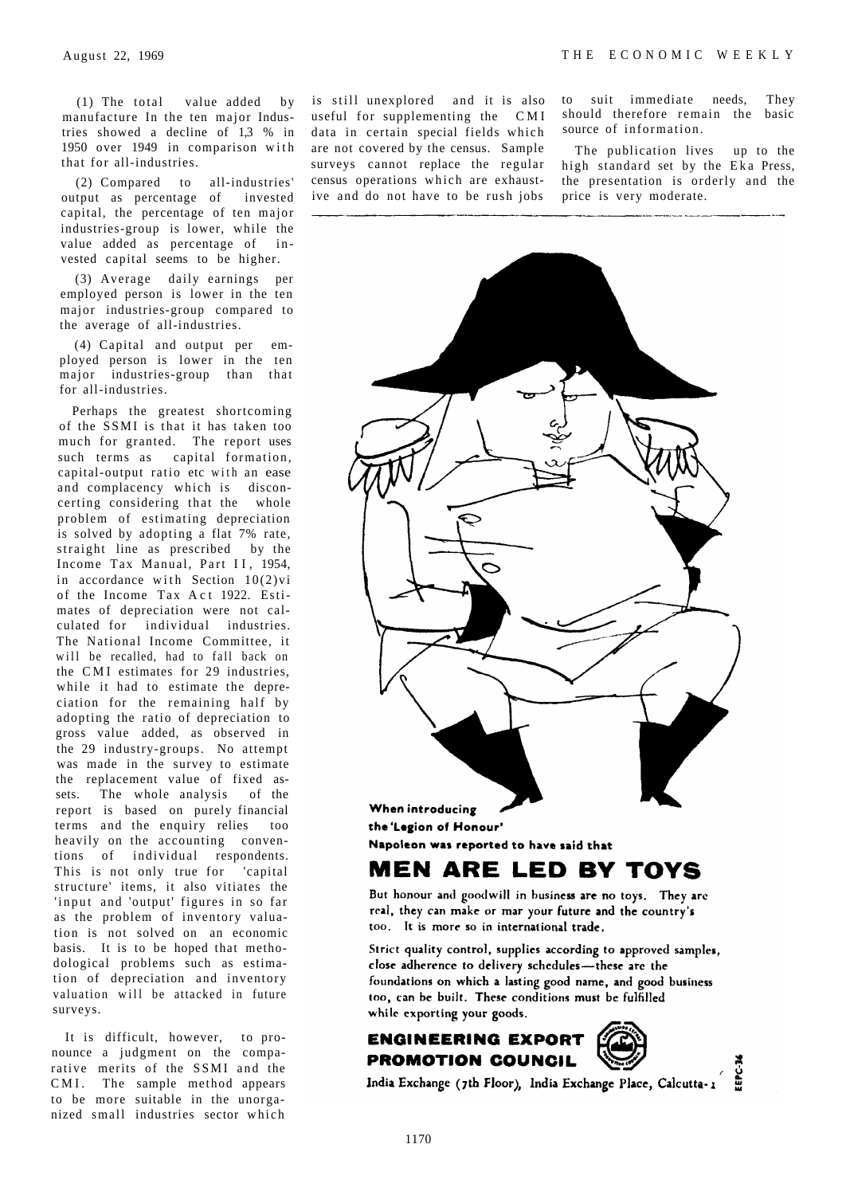(1) The total value added by manufacture In the ten major Industries showed a decline of 1,3 % in 1950 over 1949 in comparison with that for all-industries.

(2) Compared to all-industries' output as percentage of invested capital, the percentage of ten major industries-group is lower, while the value added as percentage of invested capital seems to be higher.

(3) Average daily earnings per employed person is lower in the ten major industries-group compared to the average of all-industries.

(4) Capital and output per employed person is lower in the ten major industries-group than that for all-industries.

Perhaps the greatest shortcoming of the SSMI is that it has taken too much for granted. The report uses such terms as capital formation, capital-output ratio etc with an ease and complacency which is disconcerting considering that the whole problem of estimating depreciation is solved by adopting a flat 7% rate, straight line as prescribed by the Income Tax Manual, Part II, 1954, in accordance with Section 10(2)vi of the Income Tax Act 1922. Estimates of depreciation were not calculated for individual industries. The National Income Committee, it will be recalled, had to fall back on the CMI estimates for 29 industries, while it had to estimate the depreciation for the remaining half by adopting the ratio of depreciation to gross value added, as observed in the 29 industry-groups. No attempt was made in the survey to estimate the replacement value of fixed assets. The whole analysis of the report is based on purely financial terms and the enquiry relies too heavily on the accounting conventions of individual respondents. This is not only true for 'capital structure' items, it also vitiates the 'input and 'output' figures in so far as the problem of inventory valuation is not solved on an economic basis. It is to be hoped that methodological problems such as estimation of depreciation and inventory valuation will be attacked in future surveys.

It is difficult, however, to pronounce a judgment on the comparative merits of the SSMI and the CMI. The sample method appears to be more suitable in the unorganized small industries sector which is still unexplored and it is also useful for supplementing the CMI data in certain special fields which are not covered by the census. Sample surveys cannot replace the regular census operations which are exhaustive and do not have to be rush jobs to suit immediate needs, They should therefore remain the basic source of information.

The publication lives up to the high standard set by the Eka Press, the presentation is orderly and the price is very moderate.

---

**When introducing the 'Legion of Honour' Napoleon was reported to have said that**

# MEN ARE LED BY TOYS

But honour and goodwill in business are no toys. They are real, they can make or mar your future and the country's too. It is more so in international trade.

Strict quality control, supplies according to approved samples, close adherence to delivery schedules—these are the foundations on which a lasting good name, and good business too, can be built. These conditions must be fulfilled while exporting your goods.

**ENGINEERING EXPORT PROMOTION COUNCIL**

India Exchange (7th Floor), India Exchange Place, Calcutta-1

EEPC-36